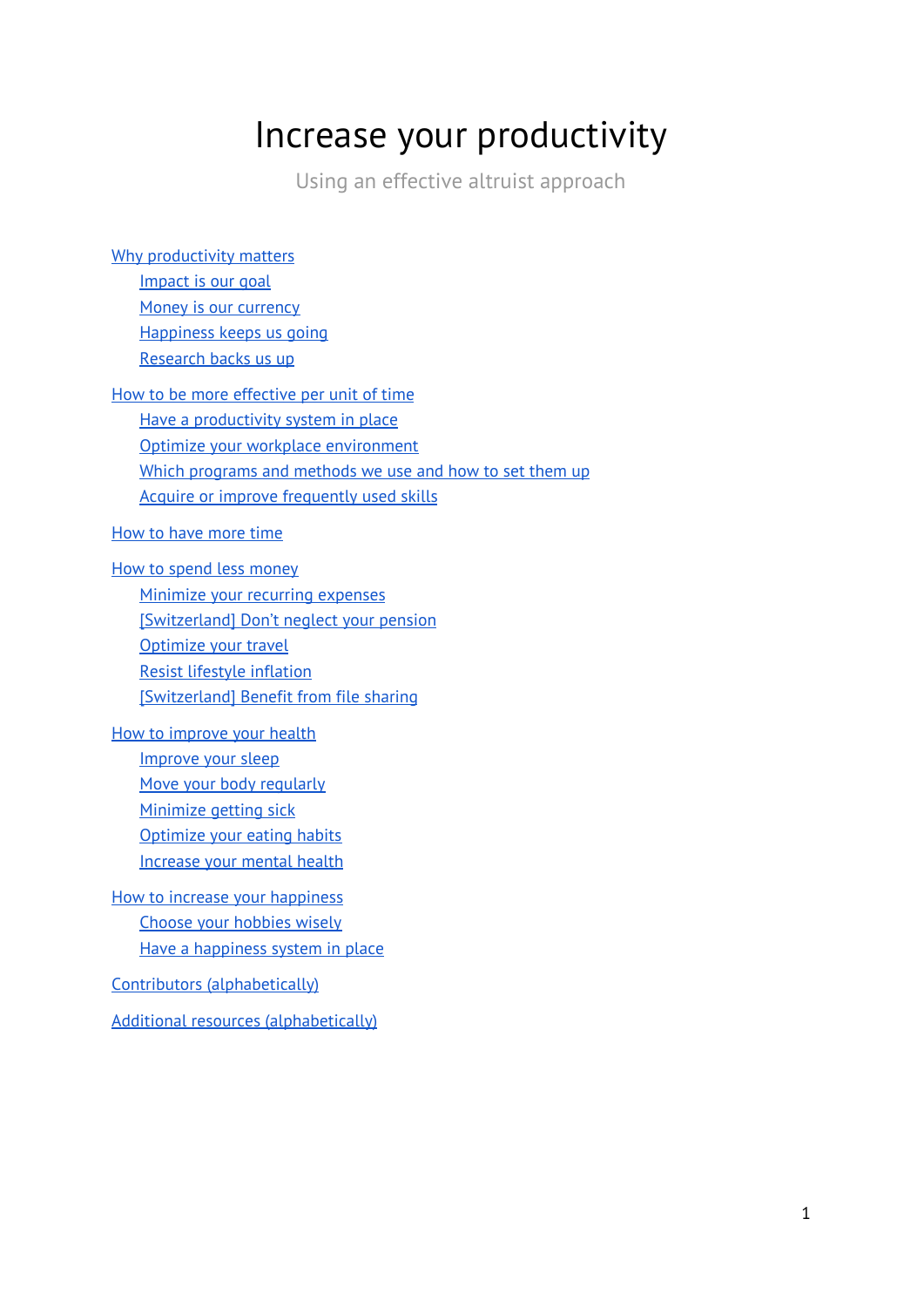# Increase your productivity

Using an effective altruist approach

- [Why productivity matters]
  - [Impact is our goal]
  - [Money is our currency]
  - [Happiness keeps us going]
  - [Research backs us up]
- [How to be more effective per unit of time]
  - [Have a productivity system in place]
  - [Optimize your workplace environment]
  - [Which programs and methods we use and how to set them up]
  - [Acquire or improve frequently used skills]
- [How to have more time]
- [How to spend less money]
  - [Minimize your recurring expenses]
  - [[Switzerland] Don't neglect your pension]
  - [Optimize your travel]
  - [Resist lifestyle inflation]
  - [[Switzerland] Benefit from file sharing]
- [How to improve your health]
  - [Improve your sleep]
  - [Move your body regularly]
  - [Minimize getting sick]
  - [Optimize your eating habits]
  - [Increase your mental health]
- [How to increase your happiness]
  - [Choose your hobbies wisely]
  - [Have a happiness system in place]
- [Contributors (alphabetically)]
- [Additional resources (alphabetically)]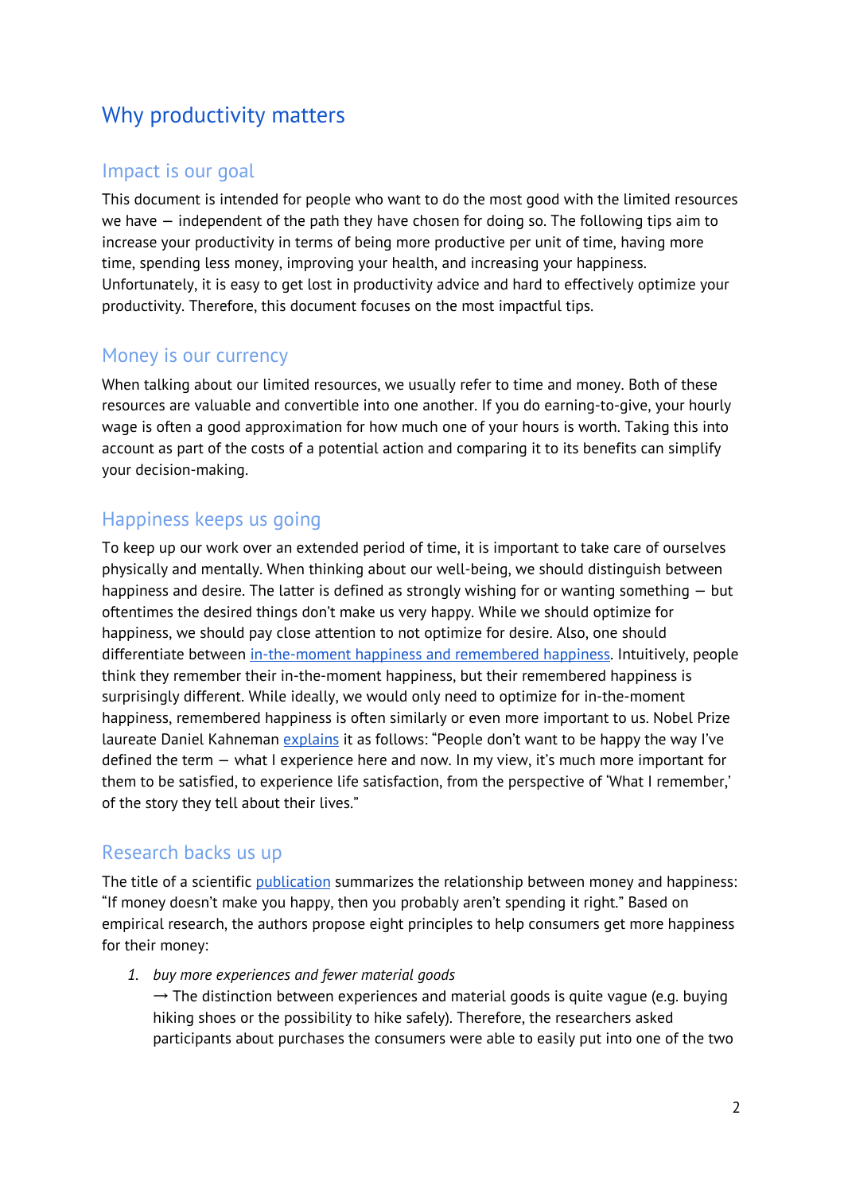# Why productivity matters

## Impact is our goal

This document is intended for people who want to do the most good with the limited resources we have — independent of the path they have chosen for doing so. The following tips aim to increase your productivity in terms of being more productive per unit of time, having more time, spending less money, improving your health, and increasing your happiness. Unfortunately, it is easy to get lost in productivity advice and hard to effectively optimize your productivity. Therefore, this document focuses on the most impactful tips.

## Money is our currency

When talking about our limited resources, we usually refer to time and money. Both of these resources are valuable and convertible into one another. If you do earning-to-give, your hourly wage is often a good approximation for how much one of your hours is worth. Taking this into account as part of the costs of a potential action and comparing it to its benefits can simplify your decision-making.

## Happiness keeps us going

To keep up our work over an extended period of time, it is important to take care of ourselves physically and mentally. When thinking about our well-being, we should distinguish between happiness and desire. The latter is defined as strongly wishing for or wanting something — but oftentimes the desired things don't make us very happy. While we should optimize for happiness, we should pay close attention to not optimize for desire. Also, one should differentiate between in-the-moment happiness and remembered happiness. Intuitively, people think they remember their in-the-moment happiness, but their remembered happiness is surprisingly different. While ideally, we would only need to optimize for in-the-moment happiness, remembered happiness is often similarly or even more important to us. Nobel Prize laureate Daniel Kahneman explains it as follows: "People don't want to be happy the way I've defined the term — what I experience here and now. In my view, it's much more important for them to be satisfied, to experience life satisfaction, from the perspective of 'What I remember,' of the story they tell about their lives."

## Research backs us up

The title of a scientific publication summarizes the relationship between money and happiness: "If money doesn't make you happy, then you probably aren't spending it right." Based on empirical research, the authors propose eight principles to help consumers get more happiness for their money:

1. *buy more experiences and fewer material goods*
   → The distinction between experiences and material goods is quite vague (e.g. buying hiking shoes or the possibility to hike safely). Therefore, the researchers asked participants about purchases the consumers were able to easily put into one of the two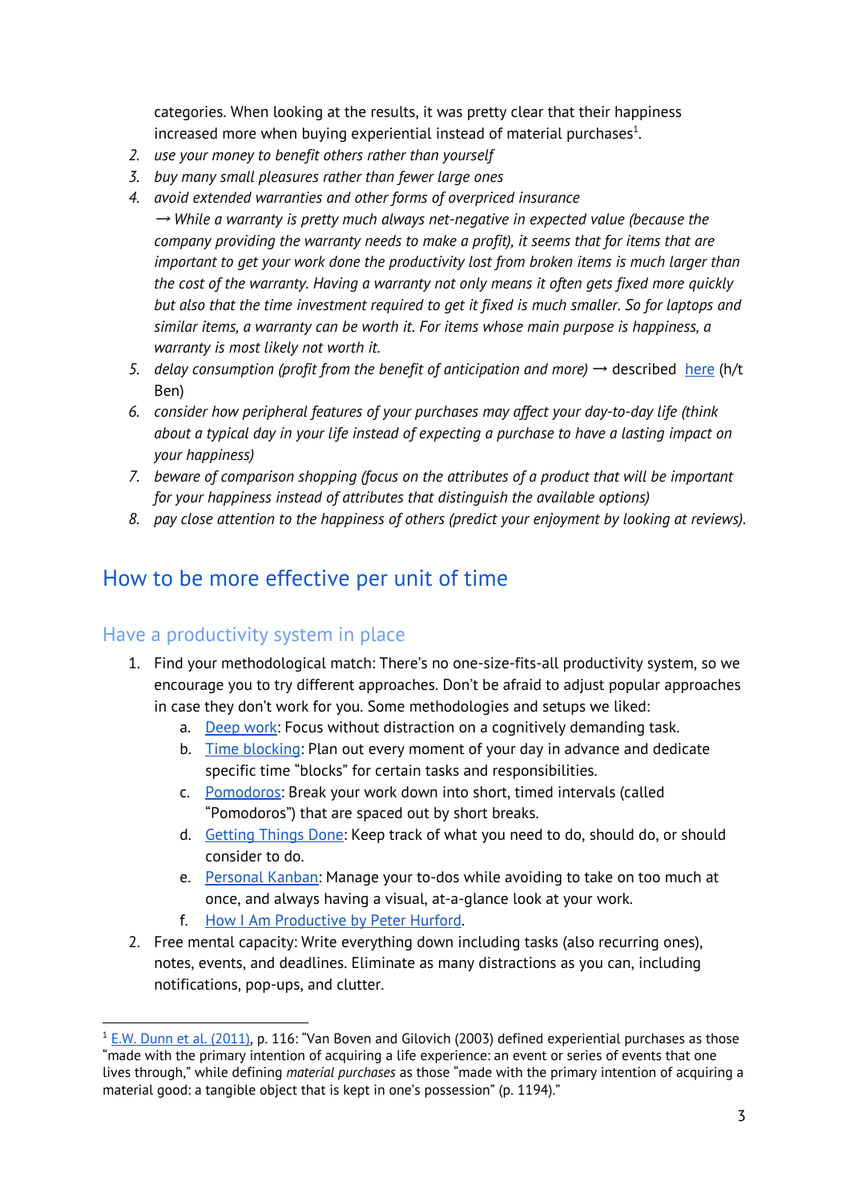categories. When looking at the results, it was pretty clear that their happiness increased more when buying experiential instead of material purchases[1].

2. *use your money to benefit others rather than yourself*
3. *buy many small pleasures rather than fewer large ones*
4. *avoid extended warranties and other forms of overpriced insurance*
   *→ While a warranty is pretty much always net-negative in expected value (because the company providing the warranty needs to make a profit), it seems that for items that are important to get your work done the productivity lost from broken items is much larger than the cost of the warranty. Having a warranty not only means it often gets fixed more quickly but also that the time investment required to get it fixed is much smaller. So for laptops and similar items, a warranty can be worth it. For items whose main purpose is happiness, a warranty is most likely not worth it.*
5. *delay consumption (profit from the benefit of anticipation and more)* → described here (h/t Ben)
6. *consider how peripheral features of your purchases may affect your day-to-day life (think about a typical day in your life instead of expecting a purchase to have a lasting impact on your happiness)*
7. *beware of comparison shopping (focus on the attributes of a product that will be important for your happiness instead of attributes that distinguish the available options)*
8. *pay close attention to the happiness of others (predict your enjoyment by looking at reviews).*

## How to be more effective per unit of time

### Have a productivity system in place

1. Find your methodological match: There's no one-size-fits-all productivity system, so we encourage you to try different approaches. Don't be afraid to adjust popular approaches in case they don't work for you. Some methodologies and setups we liked:
   a. Deep work: Focus without distraction on a cognitively demanding task.
   b. Time blocking: Plan out every moment of your day in advance and dedicate specific time "blocks" for certain tasks and responsibilities.
   c. Pomodoros: Break your work down into short, timed intervals (called "Pomodoros") that are spaced out by short breaks.
   d. Getting Things Done: Keep track of what you need to do, should do, or should consider to do.
   e. Personal Kanban: Manage your to-dos while avoiding to take on too much at once, and always having a visual, at-a-glance look at your work.
   f. How I Am Productive by Peter Hurford.
2. Free mental capacity: Write everything down including tasks (also recurring ones), notes, events, and deadlines. Eliminate as many distractions as you can, including notifications, pop-ups, and clutter.

---

[1] E.W. Dunn et al. (2011), p. 116: "Van Boven and Gilovich (2003) defined experiential purchases as those "made with the primary intention of acquiring a life experience: an event or series of events that one lives through," while defining *material purchases* as those "made with the primary intention of acquiring a material good: a tangible object that is kept in one's possession" (p. 1194)."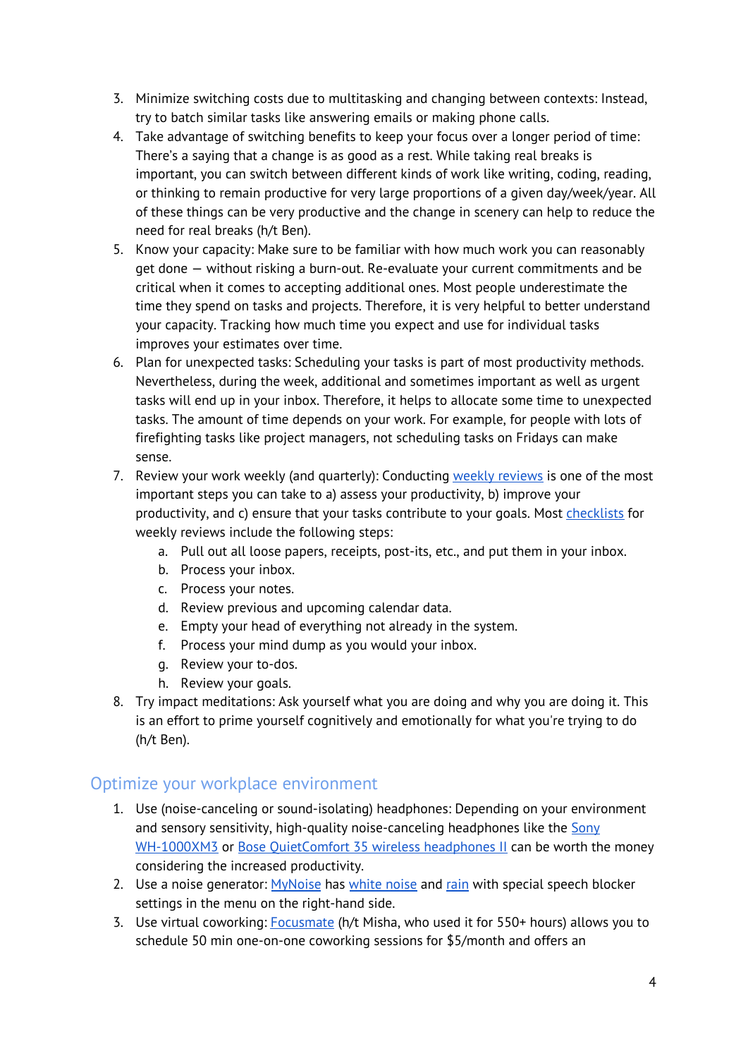3. Minimize switching costs due to multitasking and changing between contexts: Instead, try to batch similar tasks like answering emails or making phone calls.
4. Take advantage of switching benefits to keep your focus over a longer period of time: There's a saying that a change is as good as a rest. While taking real breaks is important, you can switch between different kinds of work like writing, coding, reading, or thinking to remain productive for very large proportions of a given day/week/year. All of these things can be very productive and the change in scenery can help to reduce the need for real breaks (h/t Ben).
5. Know your capacity: Make sure to be familiar with how much work you can reasonably get done — without risking a burn-out. Re-evaluate your current commitments and be critical when it comes to accepting additional ones. Most people underestimate the time they spend on tasks and projects. Therefore, it is very helpful to better understand your capacity. Tracking how much time you expect and use for individual tasks improves your estimates over time.
6. Plan for unexpected tasks: Scheduling your tasks is part of most productivity methods. Nevertheless, during the week, additional and sometimes important as well as urgent tasks will end up in your inbox. Therefore, it helps to allocate some time to unexpected tasks. The amount of time depends on your work. For example, for people with lots of firefighting tasks like project managers, not scheduling tasks on Fridays can make sense.
7. Review your work weekly (and quarterly): Conducting weekly reviews is one of the most important steps you can take to a) assess your productivity, b) improve your productivity, and c) ensure that your tasks contribute to your goals. Most checklists for weekly reviews include the following steps:
    a. Pull out all loose papers, receipts, post-its, etc., and put them in your inbox.
    b. Process your inbox.
    c. Process your notes.
    d. Review previous and upcoming calendar data.
    e. Empty your head of everything not already in the system.
    f. Process your mind dump as you would your inbox.
    g. Review your to-dos.
    h. Review your goals.
8. Try impact meditations: Ask yourself what you are doing and why you are doing it. This is an effort to prime yourself cognitively and emotionally for what you're trying to do (h/t Ben).

## Optimize your workplace environment

1. Use (noise-canceling or sound-isolating) headphones: Depending on your environment and sensory sensitivity, high-quality noise-canceling headphones like the Sony WH-1000XM3 or Bose QuietComfort 35 wireless headphones II can be worth the money considering the increased productivity.
2. Use a noise generator: MyNoise has white noise and rain with special speech blocker settings in the menu on the right-hand side.
3. Use virtual coworking: Focusmate (h/t Misha, who used it for 550+ hours) allows you to schedule 50 min one-on-one coworking sessions for $5/month and offers an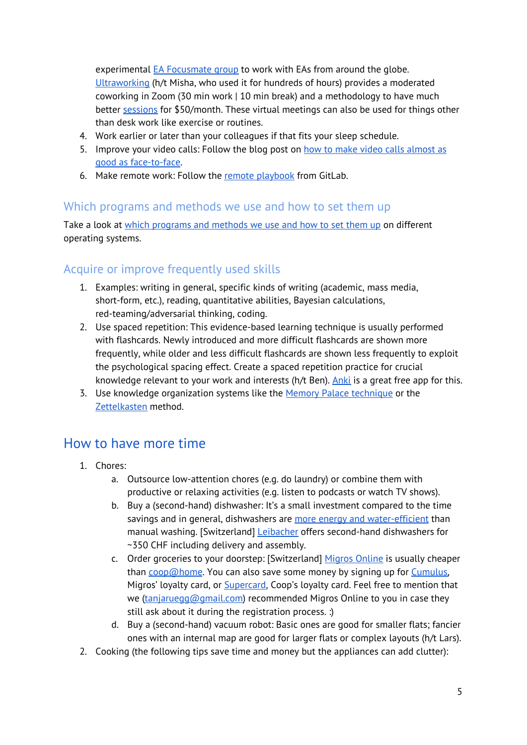experimental EA Focusmate group to work with EAs from around the globe. Ultraworking (h/t Misha, who used it for hundreds of hours) provides a moderated coworking in Zoom (30 min work | 10 min break) and a methodology to have much better sessions for $50/month. These virtual meetings can also be used for things other than desk work like exercise or routines.

4. Work earlier or later than your colleagues if that fits your sleep schedule.
5. Improve your video calls: Follow the blog post on how to make video calls almost as good as face-to-face.
6. Make remote work: Follow the remote playbook from GitLab.

### Which programs and methods we use and how to set them up

Take a look at which programs and methods we use and how to set them up on different operating systems.

### Acquire or improve frequently used skills

1. Examples: writing in general, specific kinds of writing (academic, mass media, short-form, etc.), reading, quantitative abilities, Bayesian calculations, red-teaming/adversarial thinking, coding.
2. Use spaced repetition: This evidence-based learning technique is usually performed with flashcards. Newly introduced and more difficult flashcards are shown more frequently, while older and less difficult flashcards are shown less frequently to exploit the psychological spacing effect. Create a spaced repetition practice for crucial knowledge relevant to your work and interests (h/t Ben). Anki is a great free app for this.
3. Use knowledge organization systems like the Memory Palace technique or the Zettelkasten method.

## How to have more time

1. Chores:
    a. Outsource low-attention chores (e.g. do laundry) or combine them with productive or relaxing activities (e.g. listen to podcasts or watch TV shows).
    b. Buy a (second-hand) dishwasher: It's a small investment compared to the time savings and in general, dishwashers are more energy and water-efficient than manual washing. [Switzerland] Leibacher offers second-hand dishwashers for ~350 CHF including delivery and assembly.
    c. Order groceries to your doorstep: [Switzerland] Migros Online is usually cheaper than coop@home. You can also save some money by signing up for Cumulus, Migros' loyalty card, or Supercard, Coop's loyalty card. Feel free to mention that we (tanjaruegg@gmail.com) recommended Migros Online to you in case they still ask about it during the registration process. :)
    d. Buy a (second-hand) vacuum robot: Basic ones are good for smaller flats; fancier ones with an internal map are good for larger flats or complex layouts (h/t Lars).
2. Cooking (the following tips save time and money but the appliances can add clutter):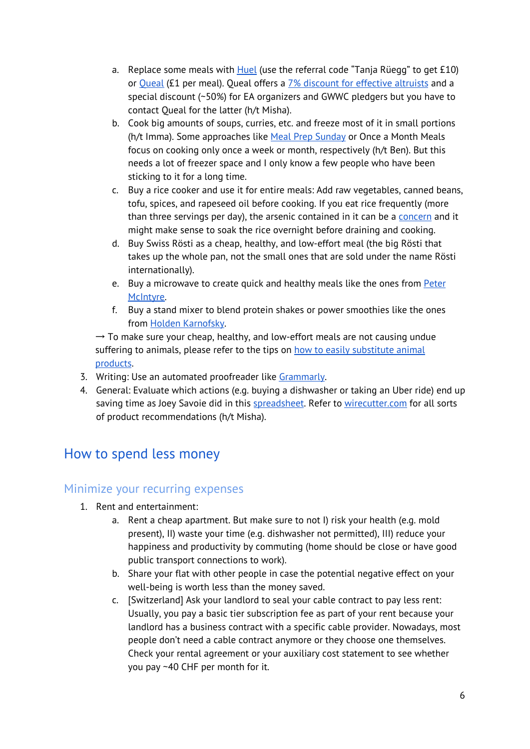a. Replace some meals with [Huel](#) (use the referral code "Tanja Rüegg" to get £10) or [Queal](#) (£1 per meal). Queal offers a [7% discount for effective altruists](#) and a special discount (~50%) for EA organizers and GWWC pledgers but you have to contact Queal for the latter (h/t Misha).
   b. Cook big amounts of soups, curries, etc. and freeze most of it in small portions (h/t Imma). Some approaches like [Meal Prep Sunday](#) or Once a Month Meals focus on cooking only once a week or month, respectively (h/t Ben). But this needs a lot of freezer space and I only know a few people who have been sticking to it for a long time.
   c. Buy a rice cooker and use it for entire meals: Add raw vegetables, canned beans, tofu, spices, and rapeseed oil before cooking. If you eat rice frequently (more than three servings per day), the arsenic contained in it can be a [concern](#) and it might make sense to soak the rice overnight before draining and cooking.
   d. Buy Swiss Rösti as a cheap, healthy, and low-effort meal (the big Rösti that takes up the whole pan, not the small ones that are sold under the name Rösti internationally).
   e. Buy a microwave to create quick and healthy meals like the ones from [Peter McIntyre](#).
   f. Buy a stand mixer to blend protein shakes or power smoothies like the ones from [Holden Karnofsky](#).

   → To make sure your cheap, healthy, and low-effort meals are not causing undue suffering to animals, please refer to the tips on [how to easily substitute animal products](#).

3. Writing: Use an automated proofreader like [Grammarly](#).
4. General: Evaluate which actions (e.g. buying a dishwasher or taking an Uber ride) end up saving time as Joey Savoie did in this [spreadsheet](#). Refer to [wirecutter.com](#) for all sorts of product recommendations (h/t Misha).

## How to spend less money

### Minimize your recurring expenses

1. Rent and entertainment:
   a. Rent a cheap apartment. But make sure to not I) risk your health (e.g. mold present), II) waste your time (e.g. dishwasher not permitted), III) reduce your happiness and productivity by commuting (home should be close or have good public transport connections to work).
   b. Share your flat with other people in case the potential negative effect on your well-being is worth less than the money saved.
   c. [Switzerland] Ask your landlord to seal your cable contract to pay less rent: Usually, you pay a basic tier subscription fee as part of your rent because your landlord has a business contract with a specific cable provider. Nowadays, most people don't need a cable contract anymore or they choose one themselves. Check your rental agreement or your auxiliary cost statement to see whether you pay ~40 CHF per month for it.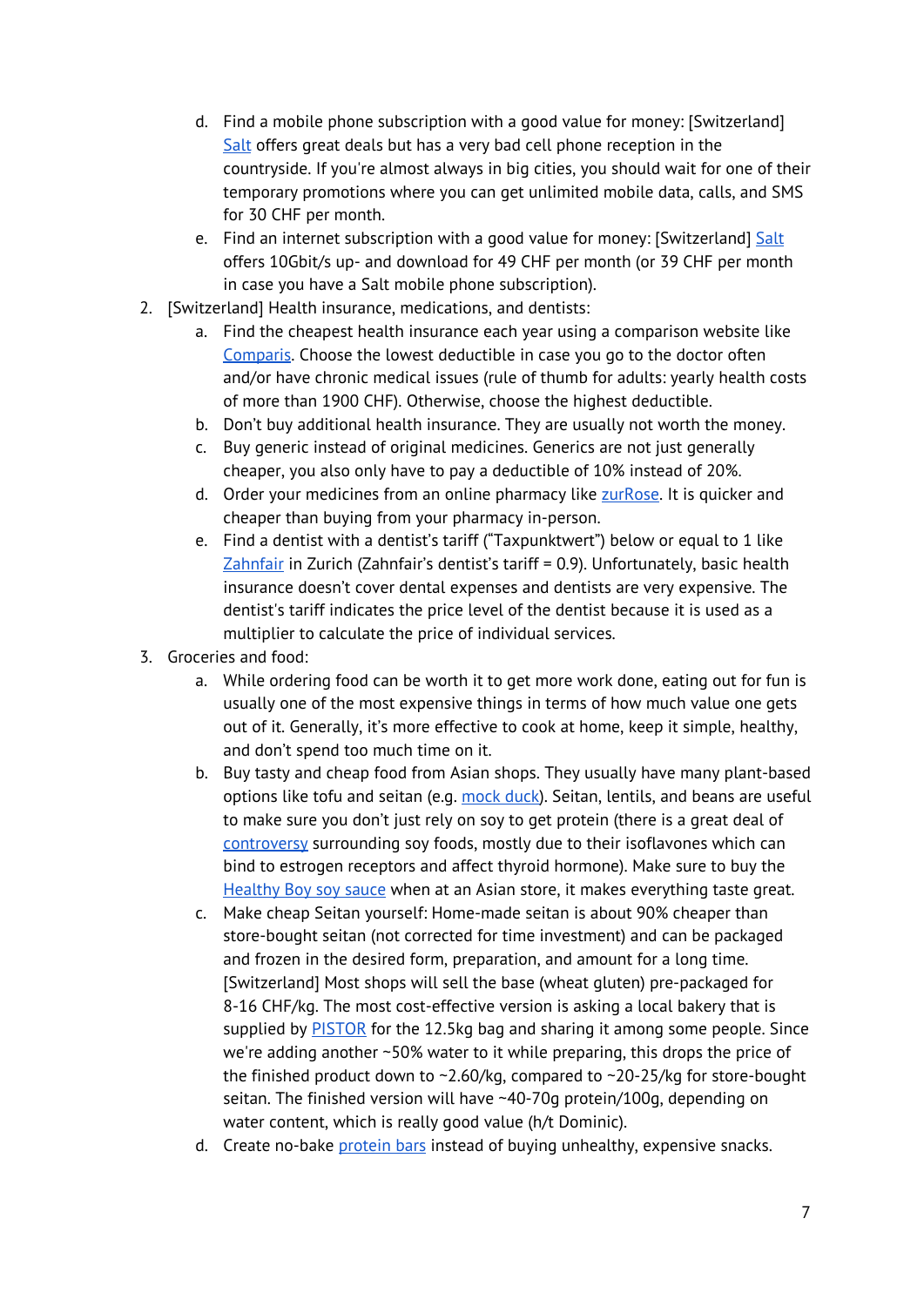d. Find a mobile phone subscription with a good value for money: [Switzerland] Salt offers great deals but has a very bad cell phone reception in the countryside. If you're almost always in big cities, you should wait for one of their temporary promotions where you can get unlimited mobile data, calls, and SMS for 30 CHF per month.
   e. Find an internet subscription with a good value for money: [Switzerland] Salt offers 10Gbit/s up- and download for 49 CHF per month (or 39 CHF per month in case you have a Salt mobile phone subscription).

2. [Switzerland] Health insurance, medications, and dentists:
   a. Find the cheapest health insurance each year using a comparison website like Comparis. Choose the lowest deductible in case you go to the doctor often and/or have chronic medical issues (rule of thumb for adults: yearly health costs of more than 1900 CHF). Otherwise, choose the highest deductible.
   b. Don't buy additional health insurance. They are usually not worth the money.
   c. Buy generic instead of original medicines. Generics are not just generally cheaper, you also only have to pay a deductible of 10% instead of 20%.
   d. Order your medicines from an online pharmacy like zurRose. It is quicker and cheaper than buying from your pharmacy in-person.
   e. Find a dentist with a dentist's tariff ("Taxpunktwert") below or equal to 1 like Zahnfair in Zurich (Zahnfair's dentist's tariff = 0.9). Unfortunately, basic health insurance doesn't cover dental expenses and dentists are very expensive. The dentist's tariff indicates the price level of the dentist because it is used as a multiplier to calculate the price of individual services.

3. Groceries and food:
   a. While ordering food can be worth it to get more work done, eating out for fun is usually one of the most expensive things in terms of how much value one gets out of it. Generally, it's more effective to cook at home, keep it simple, healthy, and don't spend too much time on it.
   b. Buy tasty and cheap food from Asian shops. They usually have many plant-based options like tofu and seitan (e.g. mock duck). Seitan, lentils, and beans are useful to make sure you don't just rely on soy to get protein (there is a great deal of controversy surrounding soy foods, mostly due to their isoflavones which can bind to estrogen receptors and affect thyroid hormone). Make sure to buy the Healthy Boy soy sauce when at an Asian store, it makes everything taste great.
   c. Make cheap Seitan yourself: Home-made seitan is about 90% cheaper than store-bought seitan (not corrected for time investment) and can be packaged and frozen in the desired form, preparation, and amount for a long time. [Switzerland] Most shops will sell the base (wheat gluten) pre-packaged for 8-16 CHF/kg. The most cost-effective version is asking a local bakery that is supplied by PISTOR for the 12.5kg bag and sharing it among some people. Since we're adding another ~50% water to it while preparing, this drops the price of the finished product down to ~2.60/kg, compared to ~20-25/kg for store-bought seitan. The finished version will have ~40-70g protein/100g, depending on water content, which is really good value (h/t Dominic).
   d. Create no-bake protein bars instead of buying unhealthy, expensive snacks.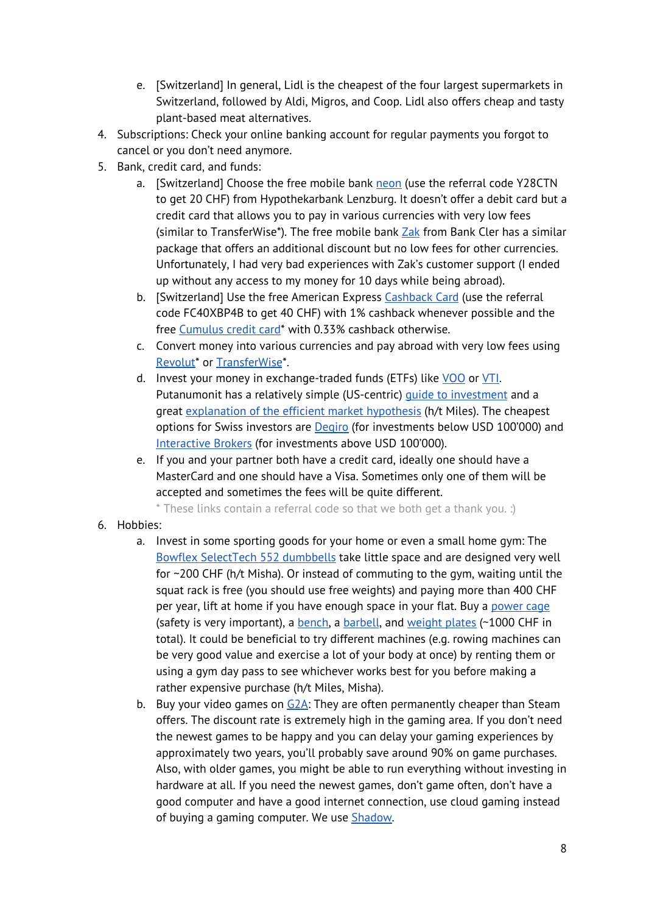e. [Switzerland] In general, Lidl is the cheapest of the four largest supermarkets in Switzerland, followed by Aldi, Migros, and Coop. Lidl also offers cheap and tasty plant-based meat alternatives.

4. Subscriptions: Check your online banking account for regular payments you forgot to cancel or you don't need anymore.
5. Bank, credit card, and funds:
   a. [Switzerland] Choose the free mobile bank neon (use the referral code Y28CTN to get 20 CHF) from Hypothekarbank Lenzburg. It doesn't offer a debit card but a credit card that allows you to pay in various currencies with very low fees (similar to TransferWise*). The free mobile bank Zak from Bank Cler has a similar package that offers an additional discount but no low fees for other currencies. Unfortunately, I had very bad experiences with Zak's customer support (I ended up without any access to my money for 10 days while being abroad).
   b. [Switzerland] Use the free American Express Cashback Card (use the referral code FC40XBP4B to get 40 CHF) with 1% cashback whenever possible and the free Cumulus credit card* with 0.33% cashback otherwise.
   c. Convert money into various currencies and pay abroad with very low fees using Revolut* or TransferWise*.
   d. Invest your money in exchange-traded funds (ETFs) like VOO or VTI. Putanumonit has a relatively simple (US-centric) guide to investment and a great explanation of the efficient market hypothesis (h/t Miles). The cheapest options for Swiss investors are Degiro (for investments below USD 100'000) and Interactive Brokers (for investments above USD 100'000).
   e. If you and your partner both have a credit card, ideally one should have a MasterCard and one should have a Visa. Sometimes only one of them will be accepted and sometimes the fees will be quite different.

   \* These links contain a referral code so that we both get a thank you. :)
6. Hobbies:
   a. Invest in some sporting goods for your home or even a small home gym: The Bowflex SelectTech 552 dumbbells take little space and are designed very well for ~200 CHF (h/t Misha). Or instead of commuting to the gym, waiting until the squat rack is free (you should use free weights) and paying more than 400 CHF per year, lift at home if you have enough space in your flat. Buy a power cage (safety is very important), a bench, a barbell, and weight plates (~1000 CHF in total). It could be beneficial to try different machines (e.g. rowing machines can be very good value and exercise a lot of your body at once) by renting them or using a gym day pass to see whichever works best for you before making a rather expensive purchase (h/t Miles, Misha).
   b. Buy your video games on G2A: They are often permanently cheaper than Steam offers. The discount rate is extremely high in the gaming area. If you don't need the newest games to be happy and you can delay your gaming experiences by approximately two years, you'll probably save around 90% on game purchases. Also, with older games, you might be able to run everything without investing in hardware at all. If you need the newest games, don't game often, don't have a good computer and have a good internet connection, use cloud gaming instead of buying a gaming computer. We use Shadow.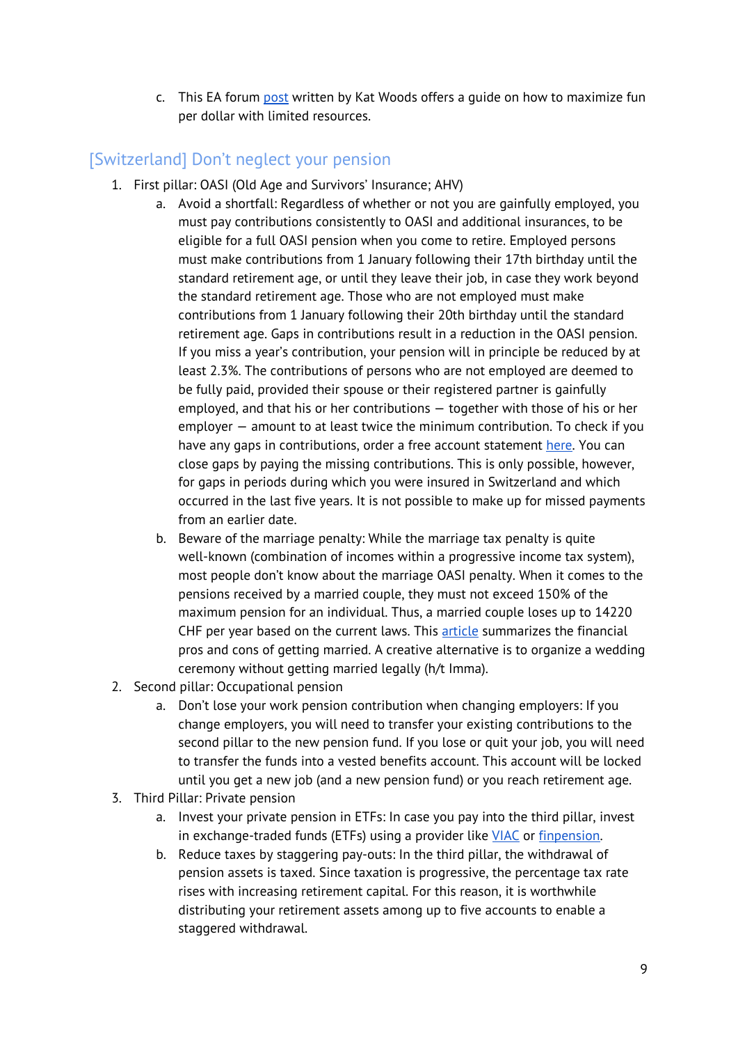c. This EA forum [post](#) written by Kat Woods offers a guide on how to maximize fun per dollar with limited resources.

## [Switzerland] Don't neglect your pension

1. First pillar: OASI (Old Age and Survivors' Insurance; AHV)
    a. Avoid a shortfall: Regardless of whether or not you are gainfully employed, you must pay contributions consistently to OASI and additional insurances, to be eligible for a full OASI pension when you come to retire. Employed persons must make contributions from 1 January following their 17th birthday until the standard retirement age, or until they leave their job, in case they work beyond the standard retirement age. Those who are not employed must make contributions from 1 January following their 20th birthday until the standard retirement age. Gaps in contributions result in a reduction in the OASI pension. If you miss a year's contribution, your pension will in principle be reduced by at least 2.3%. The contributions of persons who are not employed are deemed to be fully paid, provided their spouse or their registered partner is gainfully employed, and that his or her contributions — together with those of his or her employer — amount to at least twice the minimum contribution. To check if you have any gaps in contributions, order a free account statement [here](#). You can close gaps by paying the missing contributions. This is only possible, however, for gaps in periods during which you were insured in Switzerland and which occurred in the last five years. It is not possible to make up for missed payments from an earlier date.
    b. Beware of the marriage penalty: While the marriage tax penalty is quite well-known (combination of incomes within a progressive income tax system), most people don't know about the marriage OASI penalty. When it comes to the pensions received by a married couple, they must not exceed 150% of the maximum pension for an individual. Thus, a married couple loses up to 14220 CHF per year based on the current laws. This [article](#) summarizes the financial pros and cons of getting married. A creative alternative is to organize a wedding ceremony without getting married legally (h/t Imma).
2. Second pillar: Occupational pension
    a. Don't lose your work pension contribution when changing employers: If you change employers, you will need to transfer your existing contributions to the second pillar to the new pension fund. If you lose or quit your job, you will need to transfer the funds into a vested benefits account. This account will be locked until you get a new job (and a new pension fund) or you reach retirement age.
3. Third Pillar: Private pension
    a. Invest your private pension in ETFs: In case you pay into the third pillar, invest in exchange-traded funds (ETFs) using a provider like [VIAC](#) or [finpension](#).
    b. Reduce taxes by staggering pay-outs: In the third pillar, the withdrawal of pension assets is taxed. Since taxation is progressive, the percentage tax rate rises with increasing retirement capital. For this reason, it is worthwhile distributing your retirement assets among up to five accounts to enable a staggered withdrawal.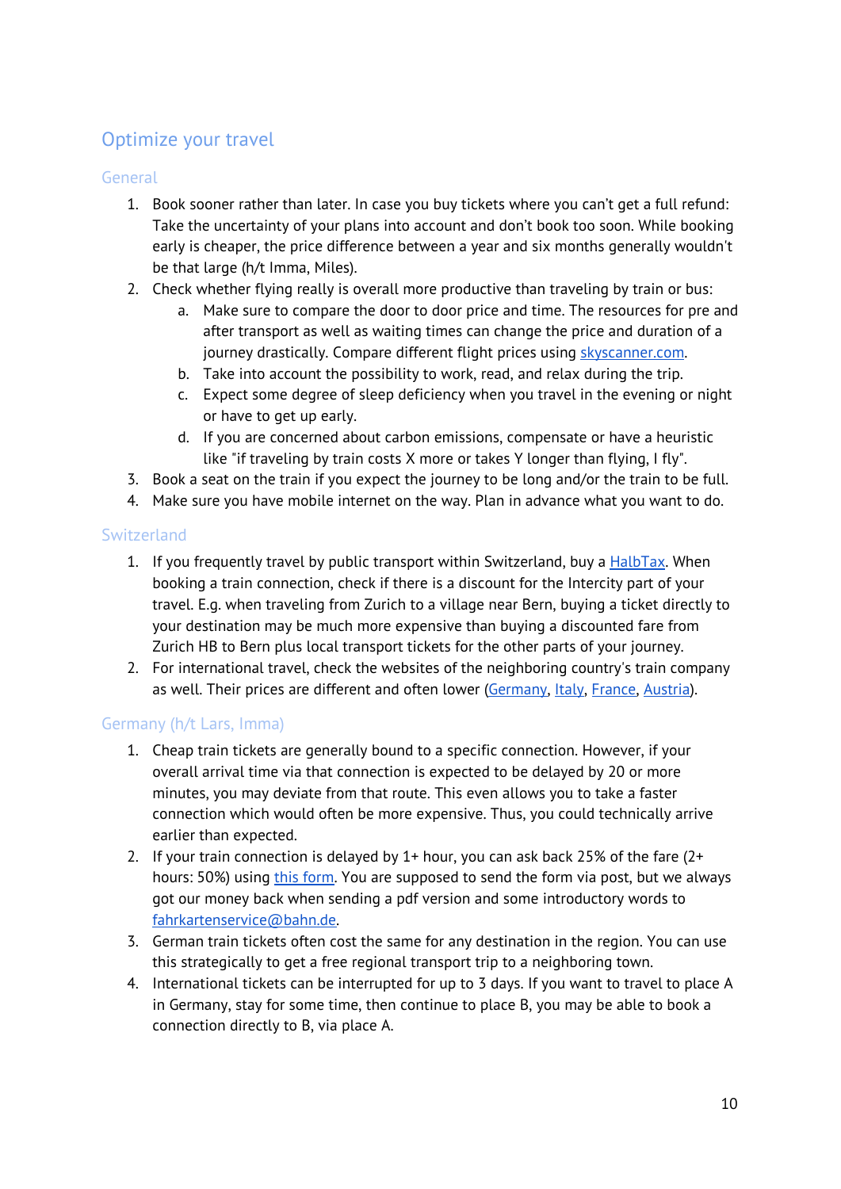## Optimize your travel

### General

1. Book sooner rather than later. In case you buy tickets where you can't get a full refund: Take the uncertainty of your plans into account and don't book too soon. While booking early is cheaper, the price difference between a year and six months generally wouldn't be that large (h/t Imma, Miles).
2. Check whether flying really is overall more productive than traveling by train or bus:
   a. Make sure to compare the door to door price and time. The resources for pre and after transport as well as waiting times can change the price and duration of a journey drastically. Compare different flight prices using [skyscanner.com](skyscanner.com).
   b. Take into account the possibility to work, read, and relax during the trip.
   c. Expect some degree of sleep deficiency when you travel in the evening or night or have to get up early.
   d. If you are concerned about carbon emissions, compensate or have a heuristic like "if traveling by train costs X more or takes Y longer than flying, I fly".
3. Book a seat on the train if you expect the journey to be long and/or the train to be full.
4. Make sure you have mobile internet on the way. Plan in advance what you want to do.

### Switzerland

1. If you frequently travel by public transport within Switzerland, buy a HalbTax. When booking a train connection, check if there is a discount for the Intercity part of your travel. E.g. when traveling from Zurich to a village near Bern, buying a ticket directly to your destination may be much more expensive than buying a discounted fare from Zurich HB to Bern plus local transport tickets for the other parts of your journey.
2. For international travel, check the websites of the neighboring country's train company as well. Their prices are different and often lower (Germany, Italy, France, Austria).

### Germany (h/t Lars, Imma)

1. Cheap train tickets are generally bound to a specific connection. However, if your overall arrival time via that connection is expected to be delayed by 20 or more minutes, you may deviate from that route. This even allows you to take a faster connection which would often be more expensive. Thus, you could technically arrive earlier than expected.
2. If your train connection is delayed by 1+ hour, you can ask back 25% of the fare (2+ hours: 50%) using this form. You are supposed to send the form via post, but we always got our money back when sending a pdf version and some introductory words to fahrkartenservice@bahn.de.
3. German train tickets often cost the same for any destination in the region. You can use this strategically to get a free regional transport trip to a neighboring town.
4. International tickets can be interrupted for up to 3 days. If you want to travel to place A in Germany, stay for some time, then continue to place B, you may be able to book a connection directly to B, via place A.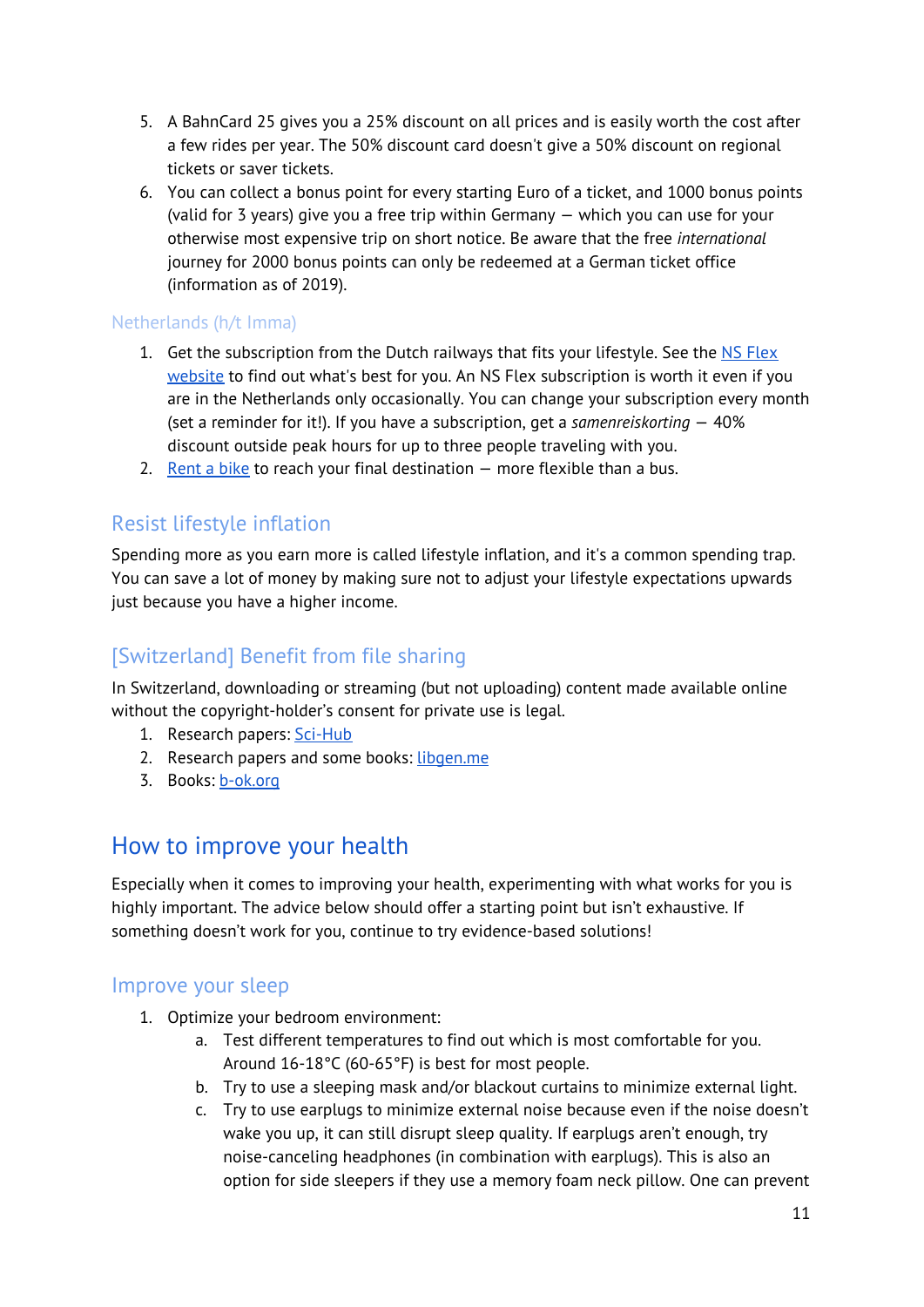5. A BahnCard 25 gives you a 25% discount on all prices and is easily worth the cost after a few rides per year. The 50% discount card doesn't give a 50% discount on regional tickets or saver tickets.
6. You can collect a bonus point for every starting Euro of a ticket, and 1000 bonus points (valid for 3 years) give you a free trip within Germany — which you can use for your otherwise most expensive trip on short notice. Be aware that the free *international* journey for 2000 bonus points can only be redeemed at a German ticket office (information as of 2019).

### Netherlands (h/t Imma)

1. Get the subscription from the Dutch railways that fits your lifestyle. See the [NS Flex website]() to find out what's best for you. An NS Flex subscription is worth it even if you are in the Netherlands only occasionally. You can change your subscription every month (set a reminder for it!). If you have a subscription, get a *samenreiskorting* — 40% discount outside peak hours for up to three people traveling with you.
2. [Rent a bike]() to reach your final destination — more flexible than a bus.

## Resist lifestyle inflation

Spending more as you earn more is called lifestyle inflation, and it's a common spending trap. You can save a lot of money by making sure not to adjust your lifestyle expectations upwards just because you have a higher income.

## [Switzerland] Benefit from file sharing

In Switzerland, downloading or streaming (but not uploading) content made available online without the copyright-holder's consent for private use is legal.

1. Research papers: [Sci-Hub]()
2. Research papers and some books: [libgen.me]()
3. Books: [b-ok.org]()

# How to improve your health

Especially when it comes to improving your health, experimenting with what works for you is highly important. The advice below should offer a starting point but isn't exhaustive. If something doesn't work for you, continue to try evidence-based solutions!

## Improve your sleep

1. Optimize your bedroom environment:
   a. Test different temperatures to find out which is most comfortable for you. Around 16-18°C (60-65°F) is best for most people.
   b. Try to use a sleeping mask and/or blackout curtains to minimize external light.
   c. Try to use earplugs to minimize external noise because even if the noise doesn't wake you up, it can still disrupt sleep quality. If earplugs aren't enough, try noise-canceling headphones (in combination with earplugs). This is also an option for side sleepers if they use a memory foam neck pillow. One can prevent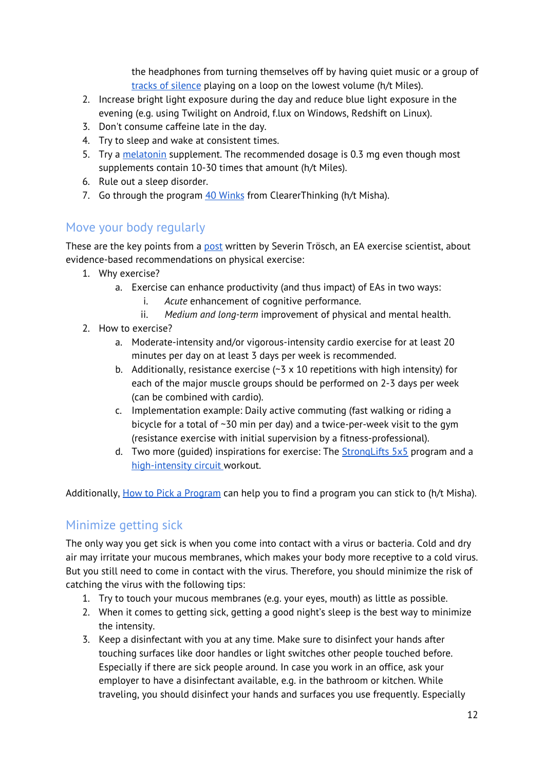the headphones from turning themselves off by having quiet music or a group of [tracks of silence](#) playing on a loop on the lowest volume (h/t Miles).

2. Increase bright light exposure during the day and reduce blue light exposure in the evening (e.g. using Twilight on Android, f.lux on Windows, Redshift on Linux).
3. Don't consume caffeine late in the day.
4. Try to sleep and wake at consistent times.
5. Try a [melatonin](#) supplement. The recommended dosage is 0.3 mg even though most supplements contain 10-30 times that amount (h/t Miles).
6. Rule out a sleep disorder.
7. Go through the program [40 Winks](#) from ClearerThinking (h/t Misha).

## Move your body regularly

These are the key points from a [post](#) written by Severin Trösch, an EA exercise scientist, about evidence-based recommendations on physical exercise:

1. Why exercise?
   a. Exercise can enhance productivity (and thus impact) of EAs in two ways:
      i. *Acute* enhancement of cognitive performance.
      ii. *Medium and long-term* improvement of physical and mental health.
2. How to exercise?
   a. Moderate-intensity and/or vigorous-intensity cardio exercise for at least 20 minutes per day on at least 3 days per week is recommended.
   b. Additionally, resistance exercise (~3 x 10 repetitions with high intensity) for each of the major muscle groups should be performed on 2-3 days per week (can be combined with cardio).
   c. Implementation example: Daily active commuting (fast walking or riding a bicycle for a total of ~30 min per day) and a twice-per-week visit to the gym (resistance exercise with initial supervision by a fitness-professional).
   d. Two more (guided) inspirations for exercise: The [StrongLifts 5x5](#) program and a [high-intensity circuit](#) workout.

Additionally, [How to Pick a Program](#) can help you to find a program you can stick to (h/t Misha).

## Minimize getting sick

The only way you get sick is when you come into contact with a virus or bacteria. Cold and dry air may irritate your mucous membranes, which makes your body more receptive to a cold virus. But you still need to come in contact with the virus. Therefore, you should minimize the risk of catching the virus with the following tips:

1. Try to touch your mucous membranes (e.g. your eyes, mouth) as little as possible.
2. When it comes to getting sick, getting a good night's sleep is the best way to minimize the intensity.
3. Keep a disinfectant with you at any time. Make sure to disinfect your hands after touching surfaces like door handles or light switches other people touched before. Especially if there are sick people around. In case you work in an office, ask your employer to have a disinfectant available, e.g. in the bathroom or kitchen. While traveling, you should disinfect your hands and surfaces you use frequently. Especially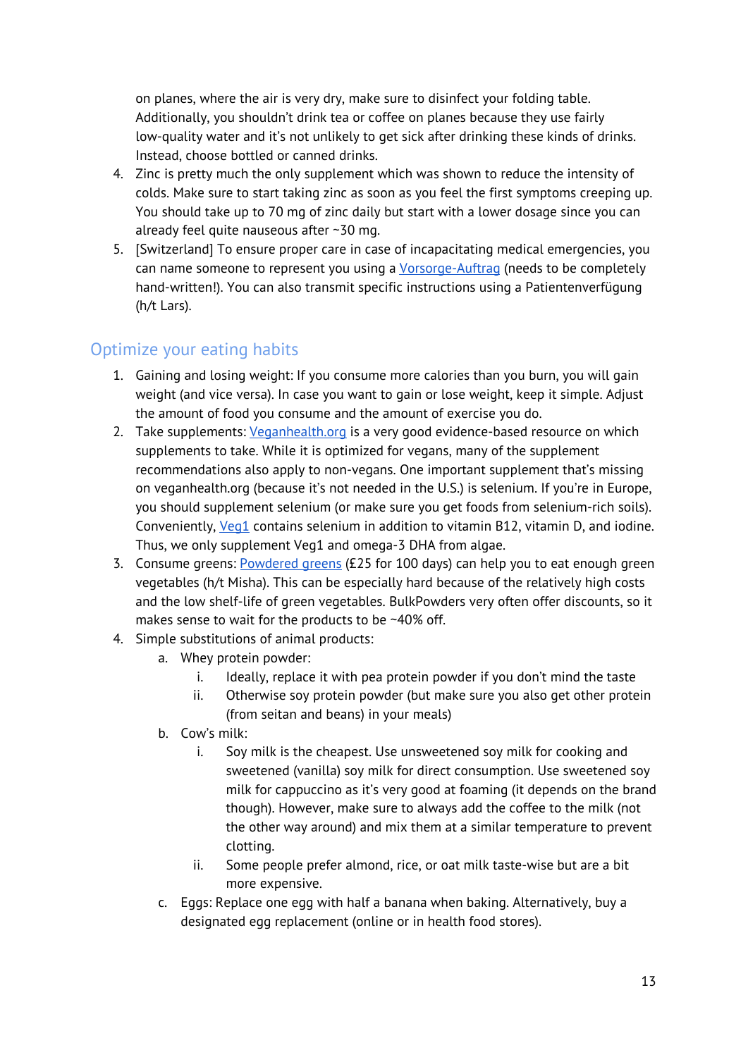on planes, where the air is very dry, make sure to disinfect your folding table. Additionally, you shouldn't drink tea or coffee on planes because they use fairly low-quality water and it's not unlikely to get sick after drinking these kinds of drinks. Instead, choose bottled or canned drinks.

4. Zinc is pretty much the only supplement which was shown to reduce the intensity of colds. Make sure to start taking zinc as soon as you feel the first symptoms creeping up. You should take up to 70 mg of zinc daily but start with a lower dosage since you can already feel quite nauseous after ~30 mg.
5. [Switzerland] To ensure proper care in case of incapacitating medical emergencies, you can name someone to represent you using a Vorsorge-Auftrag (needs to be completely hand-written!). You can also transmit specific instructions using a Patientenverfügung (h/t Lars).

## Optimize your eating habits

1. Gaining and losing weight: If you consume more calories than you burn, you will gain weight (and vice versa). In case you want to gain or lose weight, keep it simple. Adjust the amount of food you consume and the amount of exercise you do.
2. Take supplements: Veganhealth.org is a very good evidence-based resource on which supplements to take. While it is optimized for vegans, many of the supplement recommendations also apply to non-vegans. One important supplement that's missing on veganhealth.org (because it's not needed in the U.S.) is selenium. If you're in Europe, you should supplement selenium (or make sure you get foods from selenium-rich soils). Conveniently, Veg1 contains selenium in addition to vitamin B12, vitamin D, and iodine. Thus, we only supplement Veg1 and omega-3 DHA from algae.
3. Consume greens: Powdered greens (£25 for 100 days) can help you to eat enough green vegetables (h/t Misha). This can be especially hard because of the relatively high costs and the low shelf-life of green vegetables. BulkPowders very often offer discounts, so it makes sense to wait for the products to be ~40% off.
4. Simple substitutions of animal products:
   a. Whey protein powder:
      i. Ideally, replace it with pea protein powder if you don't mind the taste
      ii. Otherwise soy protein powder (but make sure you also get other protein (from seitan and beans) in your meals)
   b. Cow's milk:
      i. Soy milk is the cheapest. Use unsweetened soy milk for cooking and sweetened (vanilla) soy milk for direct consumption. Use sweetened soy milk for cappuccino as it's very good at foaming (it depends on the brand though). However, make sure to always add the coffee to the milk (not the other way around) and mix them at a similar temperature to prevent clotting.
      ii. Some people prefer almond, rice, or oat milk taste-wise but are a bit more expensive.
   c. Eggs: Replace one egg with half a banana when baking. Alternatively, buy a designated egg replacement (online or in health food stores).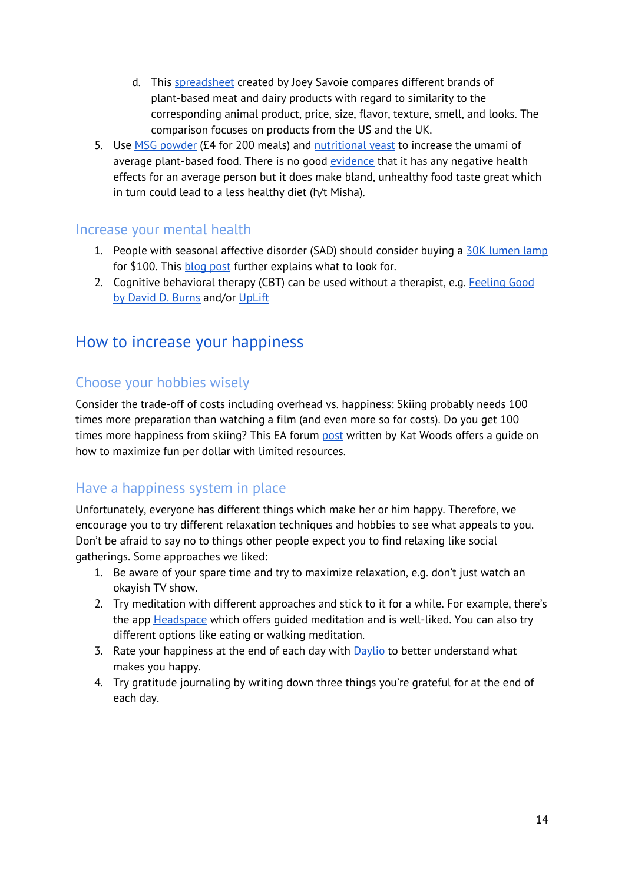d. This spreadsheet created by Joey Savoie compares different brands of plant-based meat and dairy products with regard to similarity to the corresponding animal product, price, size, flavor, texture, smell, and looks. The comparison focuses on products from the US and the UK.

5. Use MSG powder (£4 for 200 meals) and nutritional yeast to increase the umami of average plant-based food. There is no good evidence that it has any negative health effects for an average person but it does make bland, unhealthy food taste great which in turn could lead to a less healthy diet (h/t Misha).

### Increase your mental health

1. People with seasonal affective disorder (SAD) should consider buying a 30K lumen lamp for $100. This blog post further explains what to look for.
2. Cognitive behavioral therapy (CBT) can be used without a therapist, e.g. Feeling Good by David D. Burns and/or UpLift

## How to increase your happiness

### Choose your hobbies wisely

Consider the trade-off of costs including overhead vs. happiness: Skiing probably needs 100 times more preparation than watching a film (and even more so for costs). Do you get 100 times more happiness from skiing? This EA forum post written by Kat Woods offers a guide on how to maximize fun per dollar with limited resources.

### Have a happiness system in place

Unfortunately, everyone has different things which make her or him happy. Therefore, we encourage you to try different relaxation techniques and hobbies to see what appeals to you. Don't be afraid to say no to things other people expect you to find relaxing like social gatherings. Some approaches we liked:

1. Be aware of your spare time and try to maximize relaxation, e.g. don't just watch an okayish TV show.
2. Try meditation with different approaches and stick to it for a while. For example, there's the app Headspace which offers guided meditation and is well-liked. You can also try different options like eating or walking meditation.
3. Rate your happiness at the end of each day with Daylio to better understand what makes you happy.
4. Try gratitude journaling by writing down three things you're grateful for at the end of each day.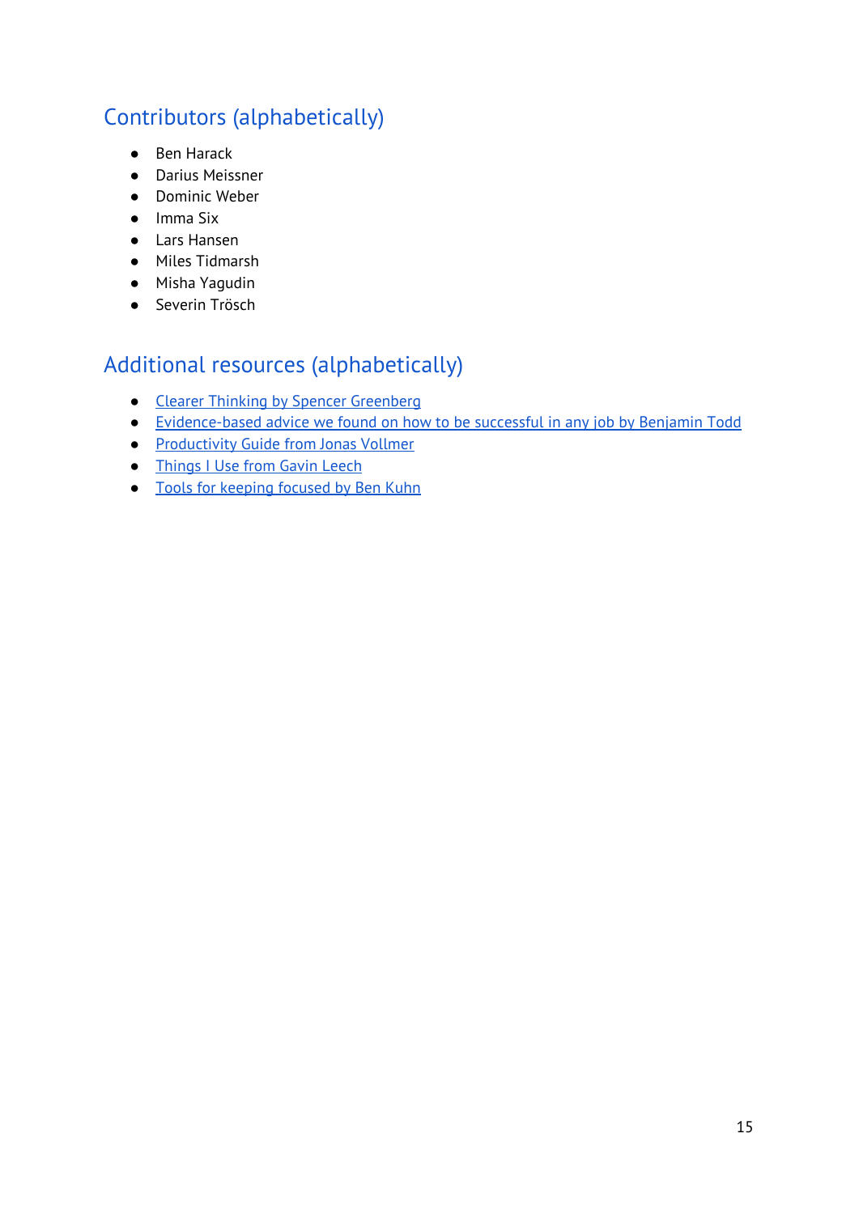## Contributors (alphabetically)

- Ben Harack
- Darius Meissner
- Dominic Weber
- Imma Six
- Lars Hansen
- Miles Tidmarsh
- Misha Yagudin
- Severin Trösch

## Additional resources (alphabetically)

- Clearer Thinking by Spencer Greenberg
- Evidence-based advice we found on how to be successful in any job by Benjamin Todd
- Productivity Guide from Jonas Vollmer
- Things I Use from Gavin Leech
- Tools for keeping focused by Ben Kuhn